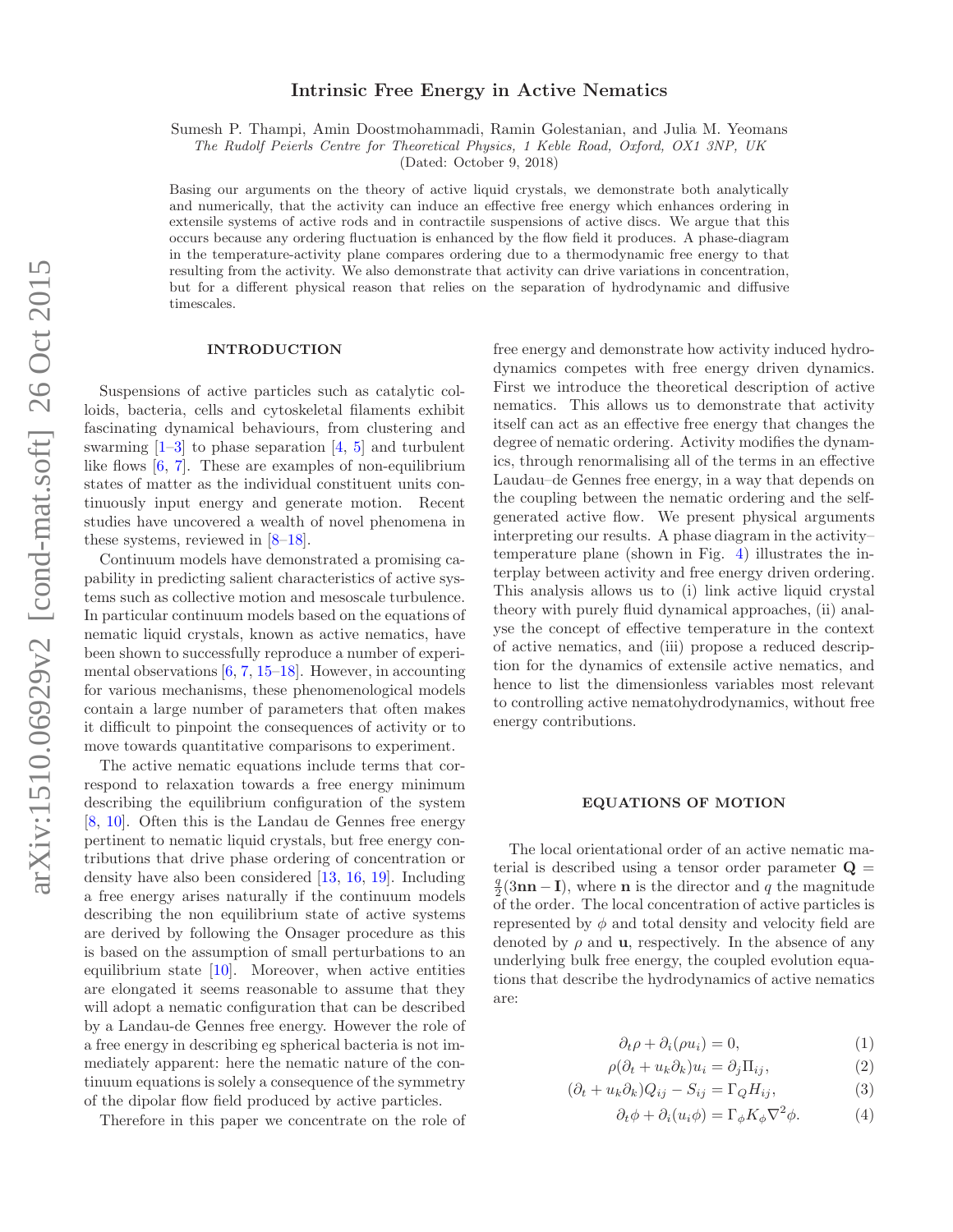# Intrinsic Free Energy in Active Nematics

Sumesh P. Thampi, Amin Doostmohammadi, Ramin Golestanian, and Julia M. Yeomans

*The Rudolf Peierls Centre for Theoretical Physics, 1 Keble Road, Oxford, OX1 3NP, UK*

(Dated: October 9, 2018)

Basing our arguments on the theory of active liquid crystals, we demonstrate both analytically and numerically, that the activity can induce an effective free energy which enhances ordering in extensile systems of active rods and in contractile suspensions of active discs. We argue that this occurs because any ordering fluctuation is enhanced by the flow field it produces. A phase-diagram in the temperature-activity plane compares ordering due to a thermodynamic free energy to that resulting from the activity. We also demonstrate that activity can drive variations in concentration, but for a different physical reason that relies on the separation of hydrodynamic and diffusive timescales.

## INTRODUCTION

Suspensions of active particles such as catalytic colloids, bacteria, cells and cytoskeletal filaments exhibit fascinating dynamical behaviours, from clustering and swarming [1–3] to phase separation [4, 5] and turbulent like flows [6, 7]. These are examples of non-equilibrium states of matter as the individual constituent units continuously input energy and generate motion. Recent studies have uncovered a wealth of novel phenomena in these systems, reviewed in [8–18].

Continuum models have demonstrated a promising capability in predicting salient characteristics of active systems such as collective motion and mesoscale turbulence. In particular continuum models based on the equations of nematic liquid crystals, known as active nematics, have been shown to successfully reproduce a number of experimental observations [6, 7, 15–18]. However, in accounting for various mechanisms, these phenomenological models contain a large number of parameters that often makes it difficult to pinpoint the consequences of activity or to move towards quantitative comparisons to experiment.

The active nematic equations include terms that correspond to relaxation towards a free energy minimum describing the equilibrium configuration of the system [8, 10]. Often this is the Landau de Gennes free energy pertinent to nematic liquid crystals, but free energy contributions that drive phase ordering of concentration or density have also been considered [13, 16, 19]. Including a free energy arises naturally if the continuum models describing the non equilibrium state of active systems are derived by following the Onsager procedure as this is based on the assumption of small perturbations to an equilibrium state [10]. Moreover, when active entities are elongated it seems reasonable to assume that they will adopt a nematic configuration that can be described by a Landau-de Gennes free energy. However the role of a free energy in describing eg spherical bacteria is not immediately apparent: here the nematic nature of the continuum equations is solely a consequence of the symmetry of the dipolar flow field produced by active particles.

Therefore in this paper we concentrate on the role of free energy and demonstrate how activity induced hydrodynamics competes with free energy driven dynamics. First we introduce the theoretical description of active nematics. This allows us to demonstrate that activity itself can act as an effective free energy that changes the degree of nematic ordering. Activity modifies the dynamics, through renormalising all of the terms in an effective Laudau–de Gennes free energy, in a way that depends on the coupling between the nematic ordering and the self-generated active flow. We present physical arguments interpreting our results. A phase diagram in the activity–temperature plane (shown in Fig. 4) illustrates the interplay between activity and free energy driven ordering. This analysis allows us to (i) link active liquid crystal theory with purely fluid dynamical approaches, (ii) analyse the concept of effective temperature in the context of active nematics, and (iii) propose a reduced description for the dynamics of extensile active nematics, and hence to list the dimensionless variables most relevant to controlling active nematohydrodynamics, without free energy contributions.

## EQUATIONS OF MOTION

The local orientational order of an active nematic material is described using a tensor order parameter $\mathbf{Q} = \frac{q}{2}(3\mathbf{nn} - \mathbf{I})$, where $\mathbf{n}$ is the director and $q$ the magnitude of the order. The local concentration of active particles is represented by $\phi$ and total density and velocity field are denoted by $\rho$ and $\mathbf{u}$, respectively. In the absence of any underlying bulk free energy, the coupled evolution equations that describe the hydrodynamics of active nematics are:

$$\partial_t \rho + \partial_i (\rho u_i) = 0, \tag{1}$$

$$\rho(\partial_t + u_k \partial_k) u_i = \partial_j \Pi_{ij}, \tag{2}$$

$$(\partial_t + u_k \partial_k) Q_{ij} - S_{ij} = \Gamma_Q H_{ij}, \tag{3}$$

$$\partial_t \phi + \partial_i (u_i \phi) = \Gamma_\phi K_\phi \nabla^2 \phi. \tag{4}$$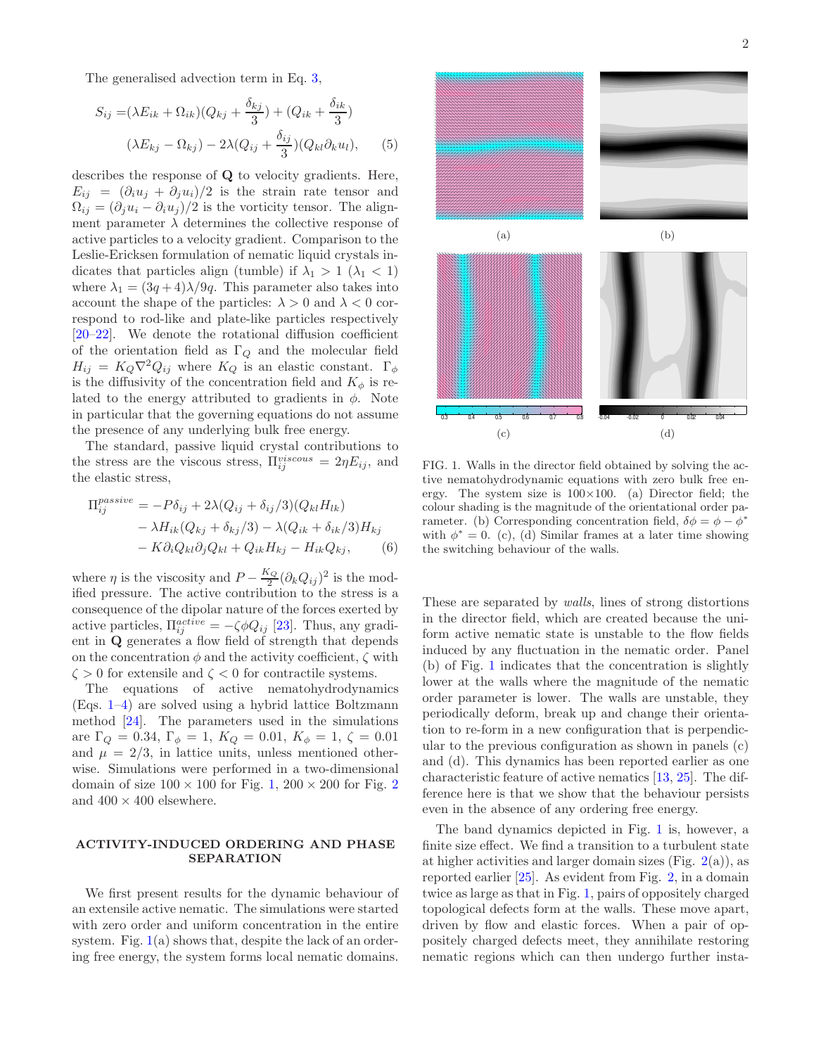The generalised advection term in Eq. 3,

$$S_{ij} = (\lambda E_{ik} + \Omega_{ik})(Q_{kj} + \frac{\delta_{kj}}{3}) + (Q_{ik} + \frac{\delta_{ik}}{3})$$
$$(\lambda E_{kj} - \Omega_{kj}) - 2\lambda(Q_{ij} + \frac{\delta_{ij}}{3})(Q_{kl}\partial_k u_l), \qquad (5)$$

describes the response of $\mathbf{Q}$ to velocity gradients. Here, $E_{ij} = (\partial_i u_j + \partial_j u_i)/2$ is the strain rate tensor and $\Omega_{ij} = (\partial_j u_i - \partial_i u_j)/2$ is the vorticity tensor. The alignment parameter $\lambda$ determines the collective response of active particles to a velocity gradient. Comparison to the Leslie-Ericksen formulation of nematic liquid crystals indicates that particles align (tumble) if $\lambda_1 > 1$ ($\lambda_1 < 1$) where $\lambda_1 = (3q+4)\lambda/9q$. This parameter also takes into account the shape of the particles: $\lambda > 0$ and $\lambda < 0$ correspond to rod-like and plate-like particles respectively [20–22]. We denote the rotational diffusion coefficient of the orientation field as $\Gamma_Q$ and the molecular field $H_{ij} = K_Q \nabla^2 Q_{ij}$ where $K_Q$ is an elastic constant. $\Gamma_\phi$ is the diffusivity of the concentration field and $K_\phi$ is related to the energy attributed to gradients in $\phi$. Note in particular that the governing equations do not assume the presence of any underlying bulk free energy.

The standard, passive liquid crystal contributions to the stress are the viscous stress, $\Pi^{viscous}_{ij} = 2\eta E_{ij}$, and the elastic stress,

$$\Pi^{passive}_{ij} = -P\delta_{ij} + 2\lambda(Q_{ij} + \delta_{ij}/3)(Q_{kl}H_{lk})$$
$$- \lambda H_{ik}(Q_{kj} + \delta_{kj}/3) - \lambda(Q_{ik} + \delta_{ik}/3)H_{kj}$$
$$- K\partial_i Q_{kl}\partial_j Q_{kl} + Q_{ik}H_{kj} - H_{ik}Q_{kj}, \qquad (6)$$

where $\eta$ is the viscosity and $P - \frac{K_Q}{2}(\partial_k Q_{ij})^2$ is the modified pressure. The active contribution to the stress is a consequence of the dipolar nature of the forces exerted by active particles, $\Pi^{active}_{ij} = -\zeta\phi Q_{ij}$ [23]. Thus, any gradient in $\mathbf{Q}$ generates a flow field of strength that depends on the concentration $\phi$ and the activity coefficient, $\zeta$ with $\zeta > 0$ for extensile and $\zeta < 0$ for contractile systems.

The equations of active nematohydrodynamics (Eqs. 1–4) are solved using a hybrid lattice Boltzmann method [24]. The parameters used in the simulations are $\Gamma_Q = 0.34$, $\Gamma_\phi = 1$, $K_Q = 0.01$, $K_\phi = 1$, $\zeta = 0.01$ and $\mu = 2/3$, in lattice units, unless mentioned otherwise. Simulations were performed in a two-dimensional domain of size $100 \times 100$ for Fig. 1, $200 \times 200$ for Fig. 2 and $400 \times 400$ elsewhere.

## ACTIVITY-INDUCED ORDERING AND PHASE SEPARATION

We first present results for the dynamic behaviour of an extensile active nematic. The simulations were started with zero order and uniform concentration in the entire system. Fig. 1(a) shows that, despite the lack of an ordering free energy, the system forms local nematic domains. These are separated by *walls*, lines of strong distortions in the director field, which are created because the uniform active nematic state is unstable to the flow fields induced by any fluctuation in the nematic order. Panel (b) of Fig. 1 indicates that the concentration is slightly lower at the walls where the magnitude of the nematic order parameter is lower. The walls are unstable, they periodically deform, break up and change their orientation to re-form in a new configuration that is perpendicular to the previous configuration as shown in panels (c) and (d). This dynamics has been reported earlier as one characteristic feature of active nematics [13, 25]. The difference here is that we show that the behaviour persists even in the absence of any ordering free energy.

FIG. 1. Walls in the director field obtained by solving the active nematohydrodynamic equations with zero bulk free energy. The system size is 100×100. (a) Director field; the colour shading is the magnitude of the orientational order parameter. (b) Corresponding concentration field, $\delta\phi = \phi - \phi^*$ with $\phi^* = 0$. (c), (d) Similar frames at a later time showing the switching behaviour of the walls.

The band dynamics depicted in Fig. 1 is, however, a finite size effect. We find a transition to a turbulent state at higher activities and larger domain sizes (Fig. 2(a)), as reported earlier [25]. As evident from Fig. 2, in a domain twice as large as that in Fig. 1, pairs of oppositely charged topological defects form at the walls. These move apart, driven by flow and elastic forces. When a pair of oppositely charged defects meet, they annihilate restoring nematic regions which can then undergo further insta-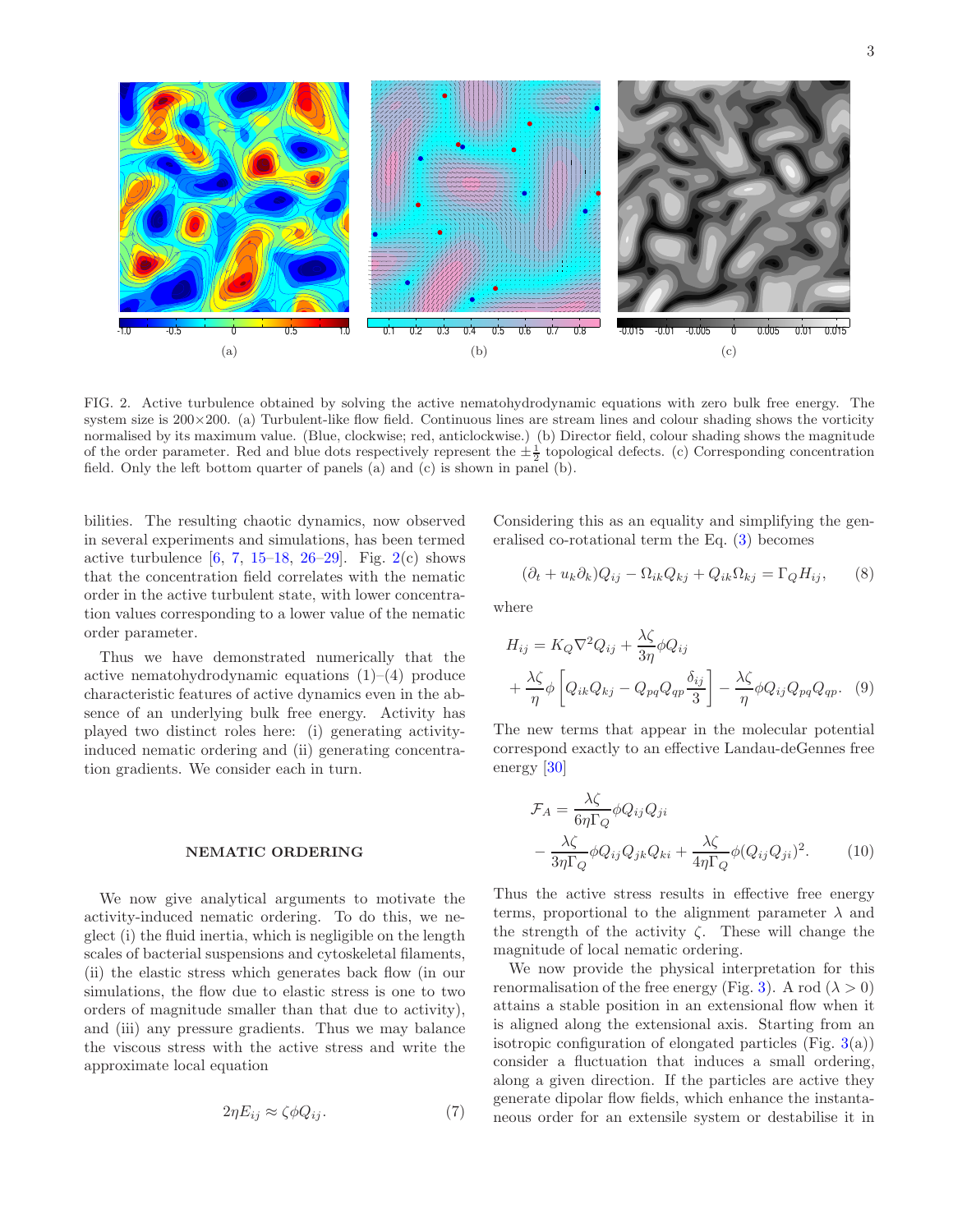FIG. 2. Active turbulence obtained by solving the active nematohydrodynamic equations with zero bulk free energy. The system size is 200×200. (a) Turbulent-like flow field. Continuous lines are stream lines and colour shading shows the vorticity normalised by its maximum value. (Blue, clockwise; red, anticlockwise.) (b) Director field, colour shading shows the magnitude of the order parameter. Red and blue dots respectively represent the $\pm\frac{1}{2}$ topological defects. (c) Corresponding concentration field. Only the left bottom quarter of panels (a) and (c) is shown in panel (b).

bilities. The resulting chaotic dynamics, now observed in several experiments and simulations, has been termed active turbulence [6, 7, 15–18, 26–29]. Fig. 2(c) shows that the concentration field correlates with the nematic order in the active turbulent state, with lower concentration values corresponding to a lower value of the nematic order parameter.

Thus we have demonstrated numerically that the active nematohydrodynamic equations (1)–(4) produce characteristic features of active dynamics even in the absence of an underlying bulk free energy. Activity has played two distinct roles here: (i) generating activity-induced nematic ordering and (ii) generating concentration gradients. We consider each in turn.

## NEMATIC ORDERING

We now give analytical arguments to motivate the activity-induced nematic ordering. To do this, we neglect (i) the fluid inertia, which is negligible on the length scales of bacterial suspensions and cytoskeletal filaments, (ii) the elastic stress which generates back flow (in our simulations, the flow due to elastic stress is one to two orders of magnitude smaller than that due to activity), and (iii) any pressure gradients. Thus we may balance the viscous stress with the active stress and write the approximate local equation

$$2\eta E_{ij} \approx \zeta\phi Q_{ij}. \tag{7}$$

Considering this as an equality and simplifying the generalised co-rotational term the Eq. (3) becomes

$$(\partial_t + u_k\partial_k)Q_{ij} - \Omega_{ik}Q_{kj} + Q_{ik}\Omega_{kj} = \Gamma_Q H_{ij}, \tag{8}$$

where

$$H_{ij} = K_Q\nabla^2 Q_{ij} + \frac{\lambda\zeta}{3\eta}\phi Q_{ij} + \frac{\lambda\zeta}{\eta}\phi\left[Q_{ik}Q_{kj} - Q_{pq}Q_{qp}\frac{\delta_{ij}}{3}\right] - \frac{\lambda\zeta}{\eta}\phi Q_{ij}Q_{pq}Q_{qp}. \tag{9}$$

The new terms that appear in the molecular potential correspond exactly to an effective Landau-deGennes free energy [30]

$$\mathcal{F}_A = \frac{\lambda\zeta}{6\eta\Gamma_Q}\phi Q_{ij}Q_{ji} - \frac{\lambda\zeta}{3\eta\Gamma_Q}\phi Q_{ij}Q_{jk}Q_{ki} + \frac{\lambda\zeta}{4\eta\Gamma_Q}\phi(Q_{ij}Q_{ji})^2. \tag{10}$$

Thus the active stress results in effective free energy terms, proportional to the alignment parameter $\lambda$ and the strength of the activity $\zeta$. These will change the magnitude of local nematic ordering.

We now provide the physical interpretation for this renormalisation of the free energy (Fig. 3). A rod ($\lambda > 0$) attains a stable position in an extensional flow when it is aligned along the extensional axis. Starting from an isotropic configuration of elongated particles (Fig. 3(a)) consider a fluctuation that induces a small ordering, along a given direction. If the particles are active they generate dipolar flow fields, which enhance the instantaneous order for an extensile system or destabilise it in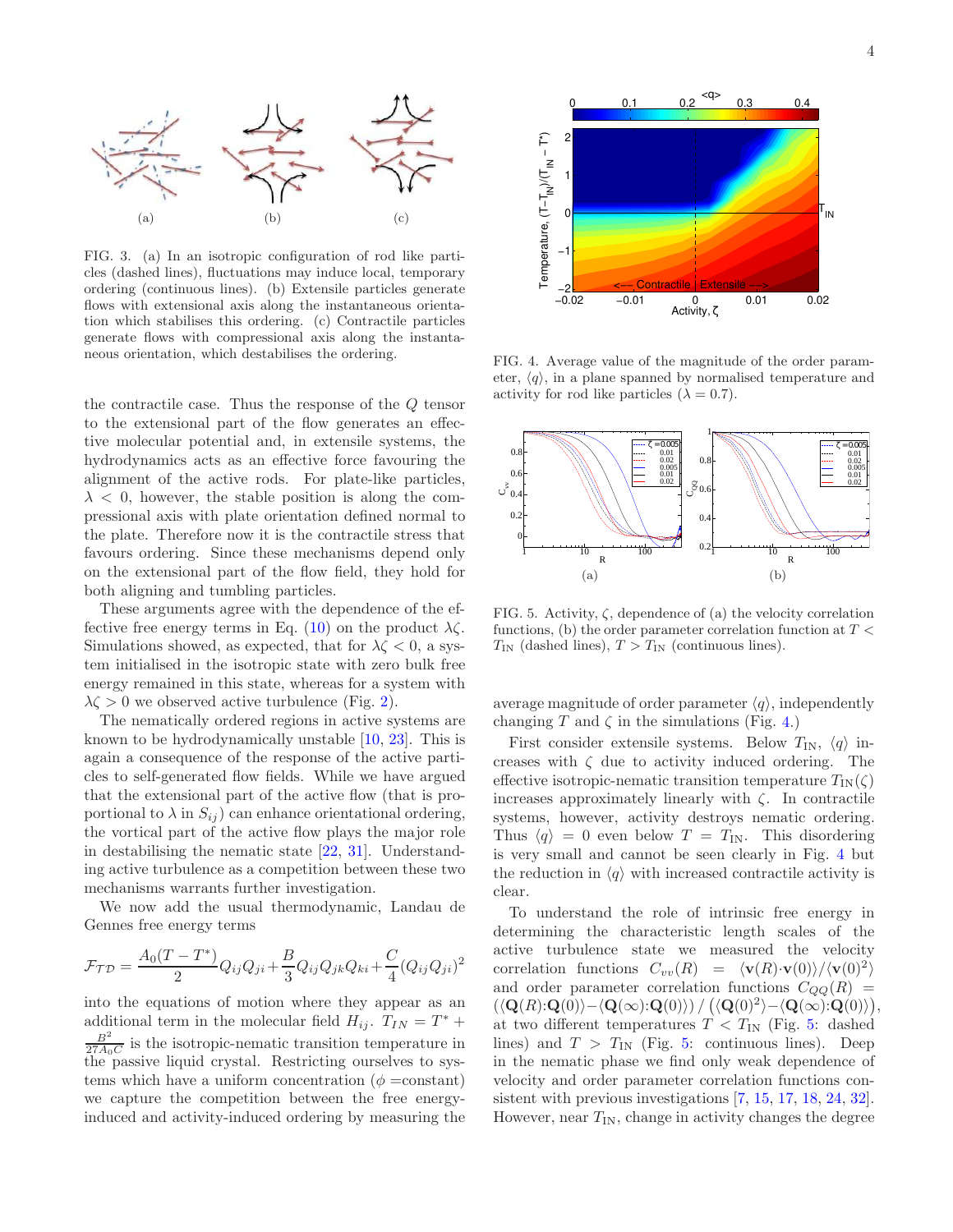FIG. 3. (a) In an isotropic configuration of rod like particles (dashed lines), fluctuations may induce local, temporary ordering (continuous lines). (b) Extensile particles generate flows with extensional axis along the instantaneous orientation which stabilises this ordering. (c) Contractile particles generate flows with compressional axis along the instantaneous orientation which destabilises the ordering.

the contractile case. Thus the response of the $Q$ tensor to the extensional part of the flow generates an effective molecular potential and, in extensile systems, the hydrodynamics acts as an effective force favouring the alignment of the active rods. For plate-like particles, $\lambda < 0$, however, the stable position is along the compressional axis with plate orientation defined normal to the plate. Therefore now it is the contractile stress that favours ordering. Since these mechanisms depend only on the extensional part of the flow field, they hold for both aligning and tumbling particles.

These arguments agree with the dependence of the effective free energy terms in Eq. (10) on the product $\lambda\zeta$. Simulations showed, as expected, that for $\lambda\zeta < 0$, a system initialised in the isotropic state with zero bulk free energy remained in this state, whereas for a system with $\lambda\zeta > 0$ we observed active turbulence (Fig. 2).

The nematically ordered regions in active systems are known to be hydrodynamically unstable [10, 23]. This is again a consequence of the response of the active particles to self-generated flow fields. While we have argued that the extensional part of the active flow (that is proportional to $\lambda$ in $S_{ij}$) can enhance orientational ordering, the vortical part of the active flow plays the major role in destabilising the nematic state [22, 31]. Understanding active turbulence as a competition between these two mechanisms warrants further investigation.

We now add the usual thermodynamic, Landau de Gennes free energy terms

$$\mathcal{F}_{\mathcal{TD}} = \frac{A_0(T-T^*)}{2}Q_{ij}Q_{ji} + \frac{B}{3}Q_{ij}Q_{jk}Q_{ki} + \frac{C}{4}(Q_{ij}Q_{ji})^2$$

into the equations of motion where they appear as an additional term in the molecular field $H_{ij}$. $T_{IN} = T^* + \frac{B^2}{27A_0C}$ is the isotropic-nematic transition temperature in the passive liquid crystal. Restricting ourselves to systems which have a uniform concentration ($\phi =$constant) we capture the competition between the free energy-induced and activity-induced ordering by measuring the average magnitude of order parameter $\langle q \rangle$, independently changing $T$ and $\zeta$ in the simulations (Fig. 4.)

FIG. 4. Average value of the magnitude of the order parameter, $\langle q \rangle$, in a plane spanned by normalised temperature and activity for rod like particles ($\lambda = 0.7$).

FIG. 5. Activity, $\zeta$, dependence of (a) the velocity correlation functions, (b) the order parameter correlation function at $T < T_{\rm IN}$ (dashed lines), $T > T_{\rm IN}$ (continuous lines).

First consider extensile systems. Below $T_{\rm IN}$, $\langle q \rangle$ increases with $\zeta$ due to activity induced ordering. The effective isotropic-nematic transition temperature $T_{\rm IN}(\zeta)$ increases approximately linearly with $\zeta$. In contractile systems, however, activity destroys nematic ordering. Thus $\langle q \rangle = 0$ even below $T = T_{\rm IN}$. This disordering is very small and cannot be seen clearly in Fig. 4 but the reduction in $\langle q \rangle$ with increased contractile activity is clear.

To understand the role of intrinsic free energy in determining the characteristic length scales of the active turbulence state we measured the velocity correlation functions $C_{vv}(R) = \langle \mathbf{v}(R){\cdot}\mathbf{v}(0)\rangle / \langle \mathbf{v}(0)^2 \rangle$ and order parameter correlation functions $C_{QQ}(R) = (\langle \mathbf{Q}(R){:}\mathbf{Q}(0)\rangle - \langle \mathbf{Q}(\infty){:}\mathbf{Q}(0)\rangle) \,/\, (\langle \mathbf{Q}(0)^2 \rangle - \langle \mathbf{Q}(\infty){:}\mathbf{Q}(0)\rangle)$, at two different temperatures $T < T_{\rm IN}$ (Fig. 5: dashed lines) and $T > T_{\rm IN}$ (Fig. 5: continuous lines). Deep in the nematic phase we find only weak dependence of velocity and order parameter correlation functions consistent with previous investigations [7, 15, 17, 18, 24, 32]. However, near $T_{\rm IN}$, change in activity changes the degree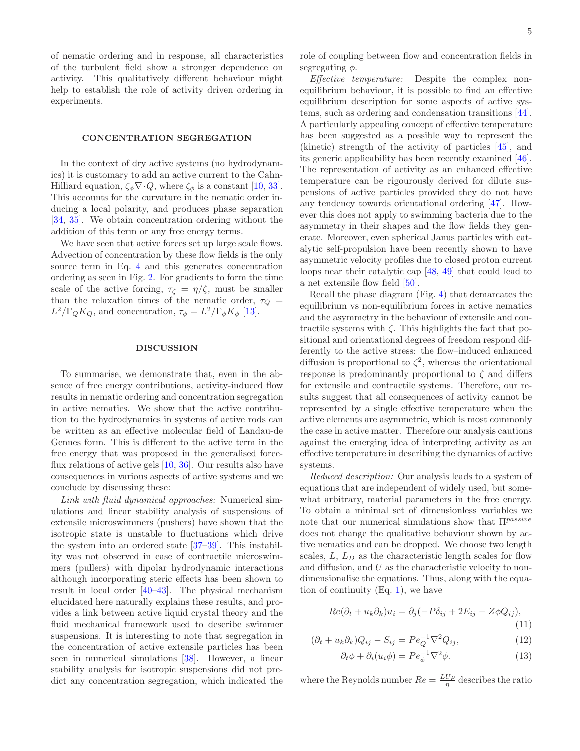of nematic ordering and in response, all characteristics of the turbulent field show a stronger dependence on activity. This qualitatively different behaviour might help to establish the role of activity driven ordering in experiments.

## CONCENTRATION SEGREGATION

In the context of dry active systems (no hydrodynamics) it is customary to add an active current to the Cahn-Hilliard equation, $\zeta_\phi \nabla \cdot Q$, where $\zeta_\phi$ is a constant [10, 33]. This accounts for the curvature in the nematic order inducing a local polarity, and produces phase separation [34, 35]. We obtain concentration ordering without the addition of this term or any free energy terms.

We have seen that active forces set up large scale flows. Advection of concentration by these flow fields is the only source term in Eq. 4 and this generates concentration ordering as seen in Fig. 2. For gradients to form the time scale of the active forcing, $\tau_\zeta = \eta/\zeta$, must be smaller than the relaxation times of the nematic order, $\tau_Q = L^2/\Gamma_Q K_Q$, and concentration, $\tau_\phi = L^2/\Gamma_\phi K_\phi$ [13].

## DISCUSSION

To summarise, we demonstrate that, even in the absence of free energy contributions, activity-induced flow results in nematic ordering and concentration segregation in active nematics. We show that the active contribution to the hydrodynamics in systems of active rods can be written as an effective molecular field of Landau-de Gennes form. This is different to the active term in the free energy that was proposed in the generalised force-flux relations of active gels [10, 36]. Our results also have consequences in various aspects of active systems and we conclude by discussing these:

*Link with fluid dynamical approaches:* Numerical simulations and linear stability analysis of suspensions of extensile microswimmers (pushers) have shown that the isotropic state is unstable to fluctuations which drive the system into an ordered state [37–39]. This instability was not observed in case of contractile microswimmers (pullers) with dipolar hydrodynamic interactions although incorporating steric effects has been shown to result in local order [40–43]. The physical mechanism elucidated here naturally explains these results, and provides a link between active liquid crystal theory and the fluid mechanical framework used to describe swimmer suspensions. It is interesting to note that segregation in the concentration of active extensile particles has been seen in numerical simulations [38]. However, a linear stability analysis for isotropic suspensions did not predict any concentration segregation, which indicated the role of coupling between flow and concentration fields in segregating $\phi$.

*Effective temperature:* Despite the complex non-equilibrium behaviour, it is possible to find an effective equilibrium description for some aspects of active systems, such as ordering and condensation transitions [44]. A particularly appealing concept of effective temperature has been suggested as a possible way to represent the (kinetic) strength of the activity of particles [45], and its generic applicability has been recently examined [46]. The representation of activity as an enhanced effective temperature can be rigourously derived for dilute suspensions of active particles provided they do not have any tendency towards orientational ordering [47]. However this does not apply to swimming bacteria due to the asymmetry in their shapes and the flow fields they generate. Moreover, even spherical Janus particles with catalytic self-propulsion have been recently shown to have asymmetric velocity profiles due to closed proton current loops near their catalytic cap [48, 49] that could lead to a net extensile flow field [50].

Recall the phase diagram (Fig. 4) that demarcates the equilibrium vs non-equilibrium forces in active nematics and the asymmetry in the behaviour of extensile and contractile systems with $\zeta$. This highlights the fact that positional and orientational degrees of freedom respond differently to the active stress: the flow–induced enhanced diffusion is proportional to $\zeta^2$, whereas the orientational response is predominantly proportional to $\zeta$ and differs for extensile and contractile systems. Therefore, our results suggest that all consequences of activity cannot be represented by a single effective temperature when the active elements are asymmetric, which is most commonly the case in active matter. Therefore our analysis cautions against the emerging idea of interpreting activity as an effective temperature in describing the dynamics of active systems.

*Reduced description:* Our analysis leads to a system of equations that are independent of widely used, but somewhat arbitrary, material parameters in the free energy. To obtain a minimal set of dimensionless variables we note that our numerical simulations show that $\Pi^{passive}$ does not change the qualitative behaviour shown by active nematics and can be dropped. We choose two length scales, $L$, $L_D$ as the characteristic length scales for flow and diffusion, and $U$ as the characteristic velocity to non-dimensionalise the equations. Thus, along with the equation of continuity (Eq. 1), we have

$$Re(\partial_t + u_k \partial_k) u_i = \partial_j(-P\delta_{ij} + 2E_{ij} - Z\phi Q_{ij}), \tag{11}$$

$$(\partial_t + u_k \partial_k) Q_{ij} - S_{ij} = Pe_Q^{-1} \nabla^2 Q_{ij}, \tag{12}$$

$$\partial_t \phi + \partial_i (u_i \phi) = Pe_\phi^{-1} \nabla^2 \phi. \tag{13}$$

where the Reynolds number $Re = \frac{LU\rho}{\eta}$ describes the ratio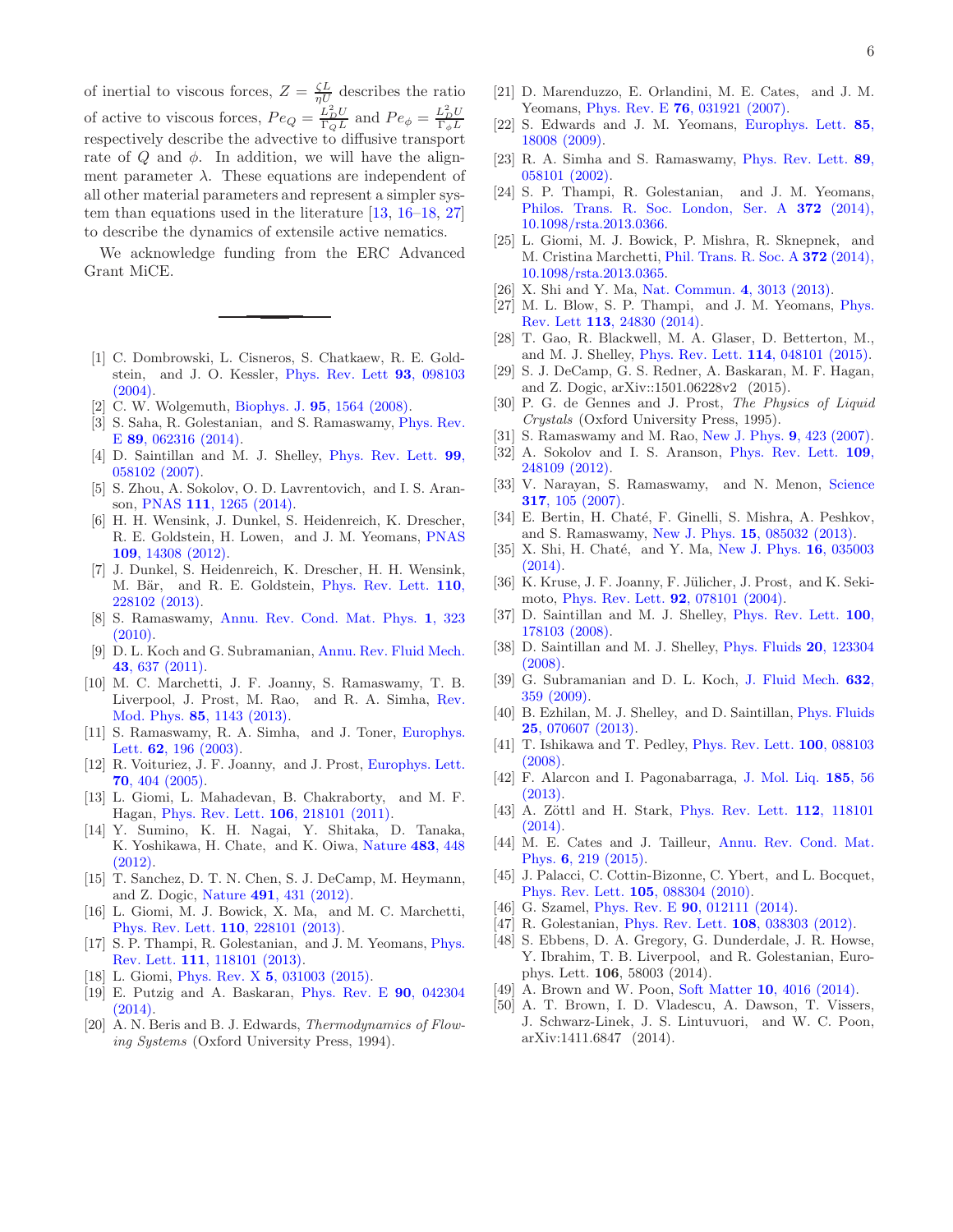of inertial to viscous forces, $Z = \frac{\zeta L}{\eta U}$ describes the ratio of active to viscous forces, $Pe_Q = \frac{L_D^2 U}{\Gamma_Q L}$ and $Pe_\phi = \frac{L_D^2 U}{\Gamma_\phi L}$ respectively describe the advective to diffusive transport rate of $Q$ and $\phi$. In addition, we will have the alignment parameter $\lambda$. These equations are independent of all other material parameters and represent a simpler system than equations used in the literature [13, 16–18, 27] to describe the dynamics of extensile active nematics.

We acknowledge funding from the ERC Advanced Grant MiCE.

---

[1] C. Dombrowski, L. Cisneros, S. Chatkaew, R. E. Goldstein, and J. O. Kessler, Phys. Rev. Lett **93**, 098103 (2004).
[2] C. W. Wolgemuth, Biophys. J. **95**, 1564 (2008).
[3] S. Saha, R. Golestanian, and S. Ramaswamy, Phys. Rev. E **89**, 062316 (2014).
[4] D. Saintillan and M. J. Shelley, Phys. Rev. Lett. **99**, 058102 (2007).
[5] S. Zhou, A. Sokolov, O. D. Lavrentovich, and I. S. Aranson, PNAS **111**, 1265 (2014).
[6] H. H. Wensink, J. Dunkel, S. Heidenreich, K. Drescher, R. E. Goldstein, H. Lowen, and J. M. Yeomans, PNAS **109**, 14308 (2012).
[7] J. Dunkel, S. Heidenreich, K. Drescher, H. H. Wensink, M. Bär, and R. E. Goldstein, Phys. Rev. Lett. **110**, 228102 (2013).
[8] S. Ramaswamy, Annu. Rev. Cond. Mat. Phys. **1**, 323 (2010).
[9] D. L. Koch and G. Subramanian, Annu. Rev. Fluid Mech. **43**, 637 (2011).
[10] M. C. Marchetti, J. F. Joanny, S. Ramaswamy, T. B. Liverpool, J. Prost, M. Rao, and R. A. Simha, Rev. Mod. Phys. **85**, 1143 (2013).
[11] S. Ramaswamy, R. A. Simha, and J. Toner, Europhys. Lett. **62**, 196 (2003).
[12] R. Voituriez, J. F. Joanny, and J. Prost, Europhys. Lett. **70**, 404 (2005).
[13] L. Giomi, L. Mahadevan, B. Chakraborty, and M. F. Hagan, Phys. Rev. Lett. **106**, 218101 (2011).
[14] Y. Sumino, K. H. Nagai, Y. Shitaka, D. Tanaka, K. Yoshikawa, H. Chate, and K. Oiwa, Nature **483**, 448 (2012).
[15] T. Sanchez, D. T. N. Chen, S. J. DeCamp, M. Heymann, and Z. Dogic, Nature **491**, 431 (2012).
[16] L. Giomi, M. J. Bowick, X. Ma, and M. C. Marchetti, Phys. Rev. Lett. **110**, 228101 (2013).
[17] S. P. Thampi, R. Golestanian, and J. M. Yeomans, Phys. Rev. Lett. **111**, 118101 (2013).
[18] L. Giomi, Phys. Rev. X **5**, 031003 (2015).
[19] E. Putzig and A. Baskaran, Phys. Rev. E **90**, 042304 (2014).
[20] A. N. Beris and B. J. Edwards, *Thermodynamics of Flowing Systems* (Oxford University Press, 1994).
[21] D. Marenduzzo, E. Orlandini, M. E. Cates, and J. M. Yeomans, Phys. Rev. E **76**, 031921 (2007).
[22] S. Edwards and J. M. Yeomans, Europhys. Lett. **85**, 18008 (2009).
[23] R. A. Simha and S. Ramaswamy, Phys. Rev. Lett. **89**, 058101 (2002).
[24] S. P. Thampi, R. Golestanian, and J. M. Yeomans, Philos. Trans. R. Soc. London, Ser. A **372** (2014), 10.1098/rsta.2013.0366.
[25] L. Giomi, M. J. Bowick, P. Mishra, R. Sknepnek, and M. Cristina Marchetti, Phil. Trans. R. Soc. A **372** (2014), 10.1098/rsta.2013.0365.
[26] X. Shi and Y. Ma, Nat. Commun. **4**, 3013 (2013).
[27] M. L. Blow, S. P. Thampi, and J. M. Yeomans, Phys. Rev. Lett **113**, 24830 (2014).
[28] T. Gao, R. Blackwell, M. A. Glaser, D. Betterton, M., and M. J. Shelley, Phys. Rev. Lett. **114**, 048101 (2015).
[29] S. J. DeCamp, G. S. Redner, A. Baskaran, M. F. Hagan, and Z. Dogic, arXiv::1501.06228v2 (2015).
[30] P. G. de Gennes and J. Prost, *The Physics of Liquid Crystals* (Oxford University Press, 1995).
[31] S. Ramaswamy and M. Rao, New J. Phys. **9**, 423 (2007).
[32] A. Sokolov and I. S. Aranson, Phys. Rev. Lett. **109**, 248109 (2012).
[33] V. Narayan, S. Ramaswamy, and N. Menon, Science **317**, 105 (2007).
[34] E. Bertin, H. Chaté, F. Ginelli, S. Mishra, A. Peshkov, and S. Ramaswamy, New J. Phys. **15**, 085032 (2013).
[35] X. Shi, H. Chaté, and Y. Ma, New J. Phys. **16**, 035003 (2014).
[36] K. Kruse, J. F. Joanny, F. Jülicher, J. Prost, and K. Sekimoto, Phys. Rev. Lett. **92**, 078101 (2004).
[37] D. Saintillan and M. J. Shelley, Phys. Rev. Lett. **100**, 178103 (2008).
[38] D. Saintillan and M. J. Shelley, Phys. Fluids **20**, 123304 (2008).
[39] G. Subramanian and D. L. Koch, J. Fluid Mech. **632**, 359 (2009).
[40] B. Ezhilan, M. J. Shelley, and D. Saintillan, Phys. Fluids **25**, 070607 (2013).
[41] T. Ishikawa and T. Pedley, Phys. Rev. Lett. **100**, 088103 (2008).
[42] F. Alarcon and I. Pagonabarraga, J. Mol. Liq. **185**, 56 (2013).
[43] A. Zöttl and H. Stark, Phys. Rev. Lett. **112**, 118101 (2014).
[44] M. E. Cates and J. Tailleur, Annu. Rev. Cond. Mat. Phys. **6**, 219 (2015).
[45] J. Palacci, C. Cottin-Bizonne, C. Ybert, and L. Bocquet, Phys. Rev. Lett. **105**, 088304 (2010).
[46] G. Szamel, Phys. Rev. E **90**, 012111 (2014).
[47] R. Golestanian, Phys. Rev. Lett. **108**, 038303 (2012).
[48] S. Ebbens, D. A. Gregory, G. Dunderdale, J. R. Howse, Y. Ibrahim, T. B. Liverpool, and R. Golestanian, Europhys. Lett. **106**, 58003 (2014).
[49] A. Brown and W. Poon, Soft Matter **10**, 4016 (2014).
[50] A. T. Brown, I. D. Vladescu, A. Dawson, T. Vissers, J. Schwarz-Linek, J. S. Lintuvuori, and W. C. Poon, arXiv:1411.6847 (2014).